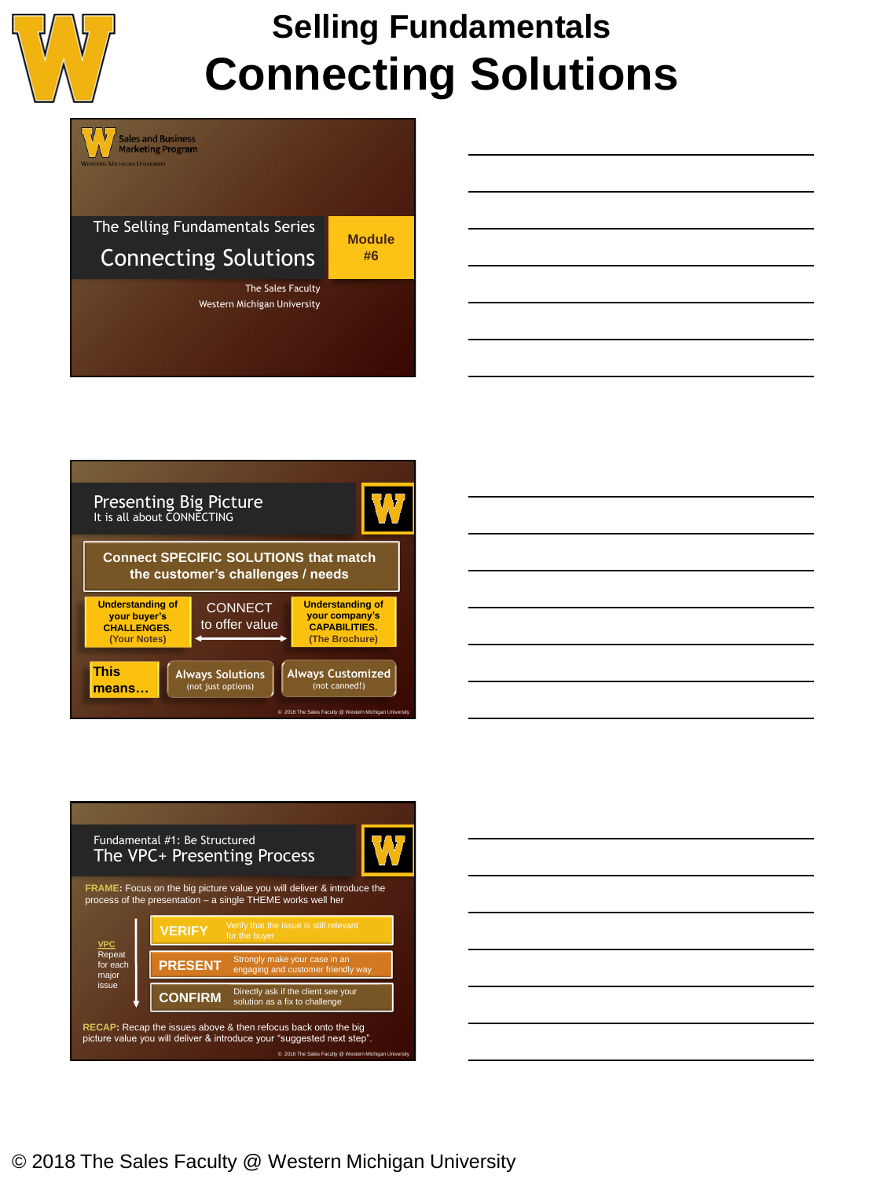# Selling Fundamentals
# Connecting Solutions

Sales and Business Marketing Program
Western Michigan University

The Selling Fundamentals Series

## Connecting Solutions

**Module #6**

The Sales Faculty
Western Michigan University

---

## Presenting Big Picture

It is all about CONNECTING

**Connect SPECIFIC SOLUTIONS that match the customer's challenges / needs**

| **Understanding of your buyer's CHALLENGES.** (Your Notes) | CONNECT to offer value ⟷ | **Understanding of your company's CAPABILITIES.** (The Brochure) |
|---|---|---|

**This means…**

- Always Solutions (not just options)
- Always Customized (not canned!)

© 2018 The Sales Faculty @ Western Michigan University

---

Fundamental #1: Be Structured

## The VPC+ Presenting Process

**FRAME:** Focus on the big picture value you will deliver & introduce the process of the presentation – a single THEME works well her

VPC
Repeat for each major issue

- **VERIFY** – Verify that the issue is still relevant for the buyer
- **PRESENT** – Strongly make your case in an engaging and customer friendly way
- **CONFIRM** – Directly ask if the client see your solution as a fix to challenge

**RECAP:** Recap the issues above & then refocus back onto the big picture value you will deliver & introduce your "suggested next step".

© 2018 The Sales Faculty @ Western Michigan University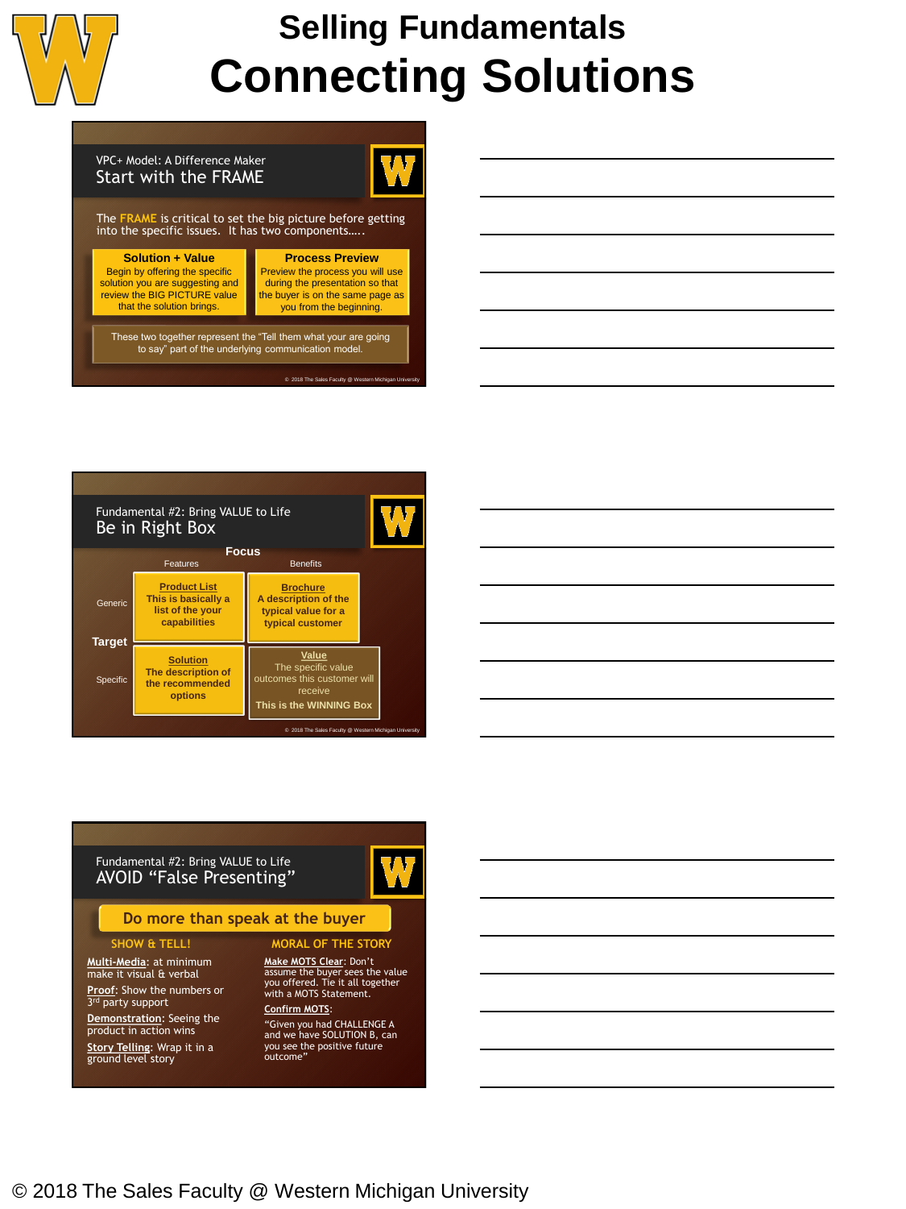# Selling Fundamentals

# Connecting Solutions

## VPC+ Model: A Difference Maker
### Start with the FRAME

The FRAME is critical to set the big picture before getting into the specific issues. It has two components…..

**Solution + Value**
Begin by offering the specific solution you are suggesting and review the BIG PICTURE value that the solution brings.

**Process Preview**
Preview the process you will use during the presentation so that the buyer is on the same page as you from the beginning.

These two together represent the "Tell them what your are going to say" part of the underlying communication model.

© 2018 The Sales Faculty @ Western Michigan University

## Fundamental #2: Bring VALUE to Life
### Be in Right Box

| Target \ Focus | Features | Benefits |
|---|---|---|
| Generic | **Product List** This is basically a list of the your capabilities | **Brochure** A description of the typical value for a typical customer |
| Specific | **Solution** The description of the recommended options | **Value** The specific value outcomes this customer will receive. **This is the WINNING Box** |

© 2018 The Sales Faculty @ Western Michigan University

## Fundamental #2: Bring VALUE to Life
### AVOID "False Presenting"

**Do more than speak at the buyer**

**SHOW & TELL!**

- **Multi-Media**: at minimum make it visual & verbal
- **Proof**: Show the numbers or 3rd party support
- **Demonstration**: Seeing the product in action wins
- **Story Telling**: Wrap it in a ground level story

**MORAL OF THE STORY**

- **Make MOTS Clear**: Don't assume the buyer sees the value you offered. Tie it all together with a MOTS Statement.
- **Confirm MOTS**: "Given you had CHALLENGE A and we have SOLUTION B, can you see the positive future outcome"

© 2018 The Sales Faculty @ Western Michigan University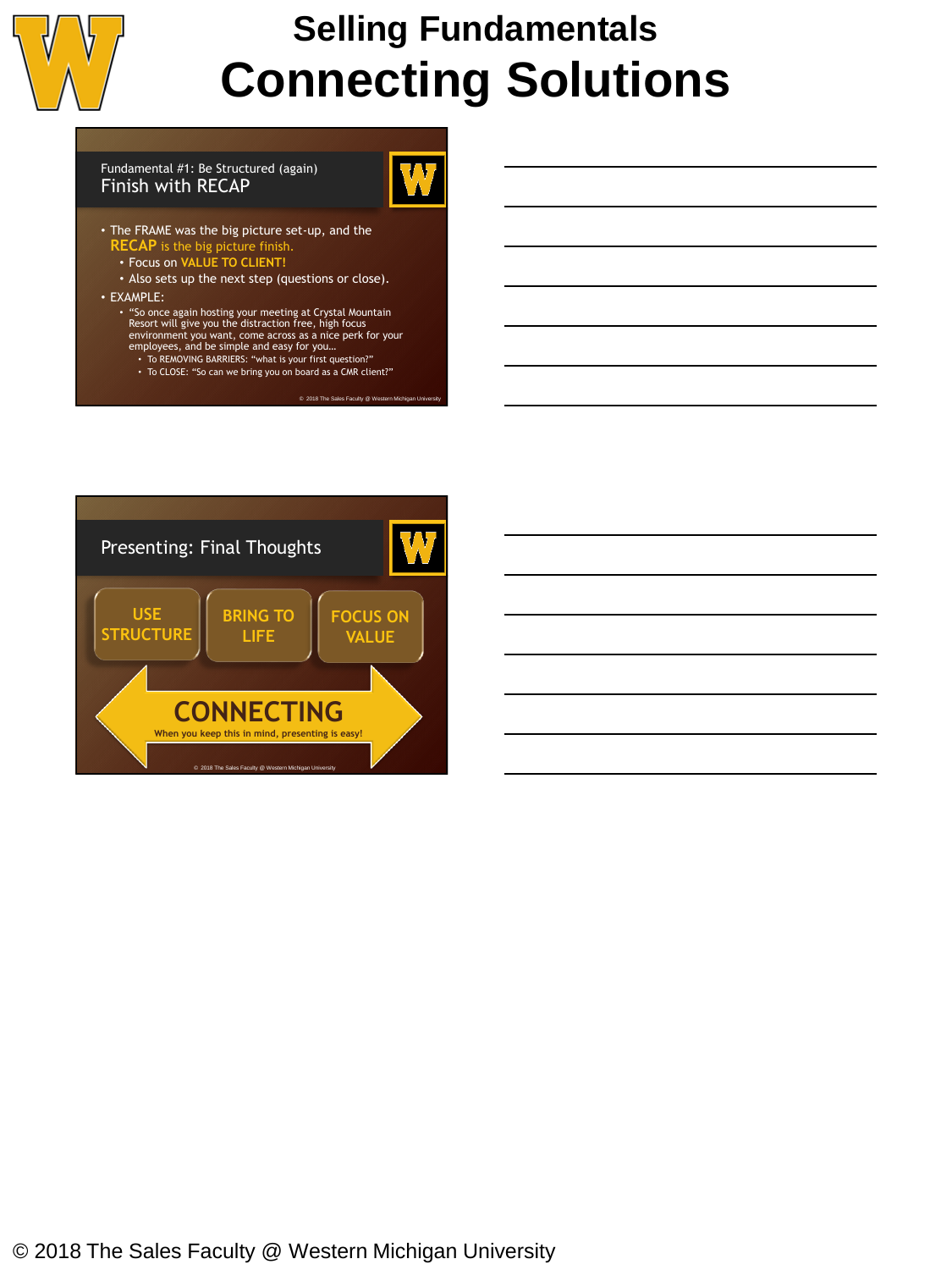# Selling Fundamentals

# Connecting Solutions

## Fundamental #1: Be Structured (again)

### Finish with RECAP

- The FRAME was the big picture set-up, and the **RECAP** is the big picture finish.
  - Focus on **VALUE TO CLIENT!**
  - Also sets up the next step (questions or close).
- EXAMPLE:
  - "So once again hosting your meeting at Crystal Mountain Resort will give you the distraction free, high focus environment you want, come across as a nice perk for your employees, and be simple and easy for you…
    - To REMOVING BARRIERS: "what is your first question?"
    - To CLOSE: "So can we bring you on board as a CMR client?"

© 2018 The Sales Faculty @ Western Michigan University

## Presenting: Final Thoughts

USE STRUCTURE

BRING TO LIFE

FOCUS ON VALUE

CONNECTING

When you keep this in mind, presenting is easy!

© 2018 The Sales Faculty @ Western Michigan University